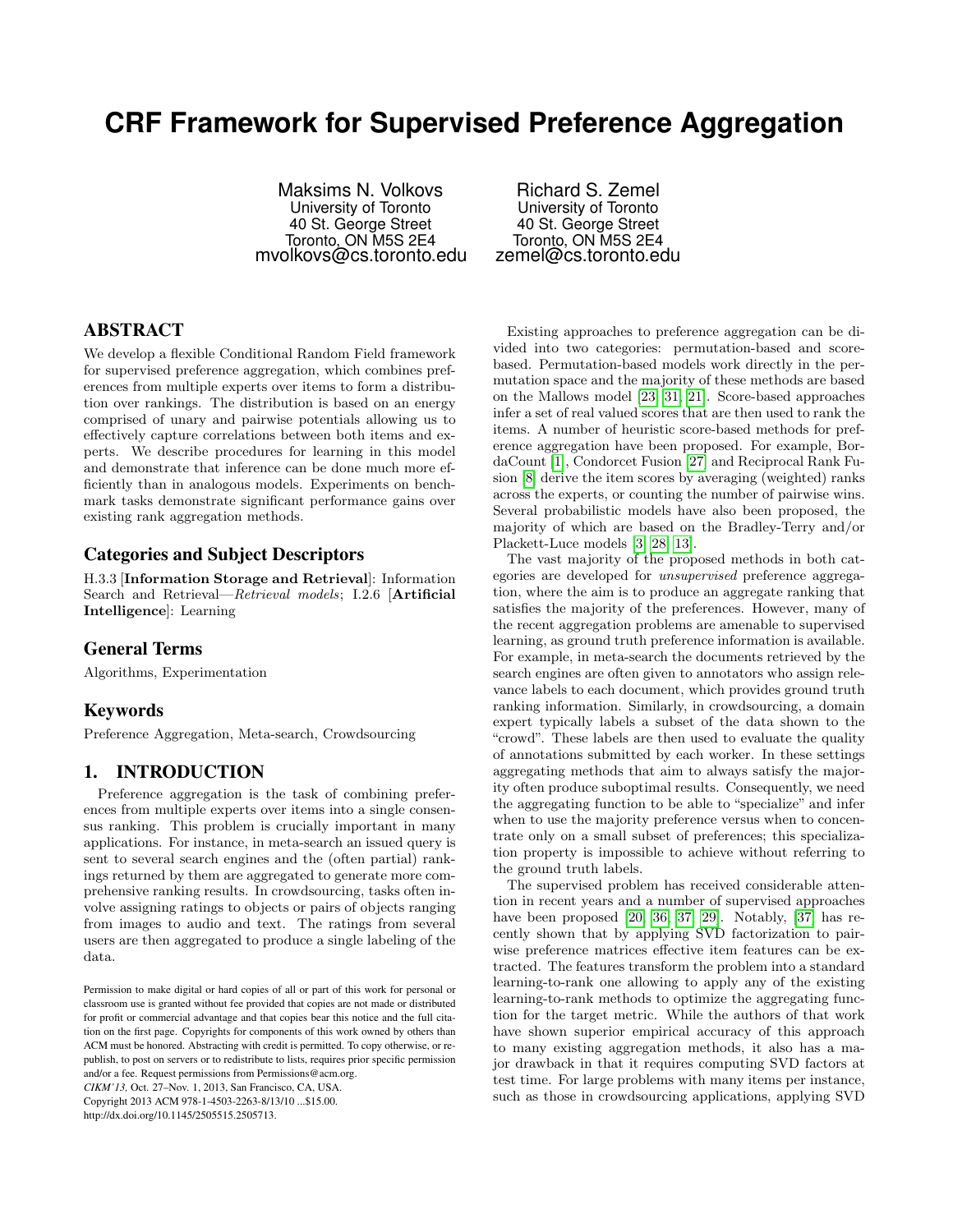# CRF Framework for Supervised Preference Aggregation

Maksims N. Volkovs
University of Toronto
40 St. George Street
Toronto, ON M5S 2E4
mvolkovs@cs.toronto.edu

Richard S. Zemel
University of Toronto
40 St. George Street
Toronto, ON M5S 2E4
zemel@cs.toronto.edu

## ABSTRACT

We develop a flexible Conditional Random Field framework for supervised preference aggregation, which combines preferences from multiple experts over items to form a distribution over rankings. The distribution is based on an energy comprised of unary and pairwise potentials allowing us to effectively capture correlations between both items and experts. We describe procedures for learning in this model and demonstrate that inference can be done much more efficiently than in analogous models. Experiments on benchmark tasks demonstrate significant performance gains over existing rank aggregation methods.

## Categories and Subject Descriptors

H.3.3 [**Information Storage and Retrieval**]: Information Search and Retrieval—*Retrieval models*; I.2.6 [**Artificial Intelligence**]: Learning

## General Terms

Algorithms, Experimentation

## Keywords

Preference Aggregation, Meta-search, Crowdsourcing

## 1. INTRODUCTION

Preference aggregation is the task of combining preferences from multiple experts over items into a single consensus ranking. This problem is crucially important in many applications. For instance, in meta-search an issued query is sent to several search engines and the (often partial) rankings returned by them are aggregated to generate more comprehensive ranking results. In crowdsourcing, tasks often involve assigning ratings to objects or pairs of objects ranging from images to audio and text. The ratings from several users are then aggregated to produce a single labeling of the data.

Existing approaches to preference aggregation can be divided into two categories: permutation-based and score-based. Permutation-based models work directly in the permutation space and the majority of these methods are based on the Mallows model [23, 31, 21]. Score-based approaches infer a set of real valued scores that are then used to rank the items. A number of heuristic score-based methods for preference aggregation have been proposed. For example, BordaCount [1], Condorcet Fusion [27] and Reciprocal Rank Fusion [8] derive the item scores by averaging (weighted) ranks across the experts, or counting the number of pairwise wins. Several probabilistic models have also been proposed, the majority of which are based on the Bradley-Terry and/or Plackett-Luce models [3, 28, 13].

The vast majority of the proposed methods in both categories are developed for *unsupervised* preference aggregation, where the aim is to produce an aggregate ranking that satisfies the majority of the preferences. However, many of the recent aggregation problems are amenable to supervised learning, as ground truth preference information is available. For example, in meta-search the documents retrieved by the search engines are often given to annotators who assign relevance labels to each document, which provides ground truth ranking information. Similarly, in crowdsourcing, a domain expert typically labels a subset of the data shown to the "crowd". These labels are then used to evaluate the quality of annotations submitted by each worker. In these settings aggregating methods that aim to always satisfy the majority often produce suboptimal results. Consequently, we need the aggregating function to be able to "specialize" and infer when to use the majority preference versus when to concentrate only on a small subset of preferences; this specialization property is impossible to achieve without referring to the ground truth labels.

The supervised problem has received considerable attention in recent years and a number of supervised approaches have been proposed [20, 36, 37, 29]. Notably, [37] has recently shown that by applying SVD factorization to pairwise preference matrices effective item features can be extracted. The features transform the problem into a standard learning-to-rank one allowing to apply any of the existing learning-to-rank methods to optimize the aggregating function for the target metric. While the authors of that work have shown superior empirical accuracy of this approach to many existing aggregation methods, it also has a major drawback in that it requires computing SVD factors at test time. For large problems with many items per instance, such as those in crowdsourcing applications, applying SVD

Permission to make digital or hard copies of all or part of this work for personal or classroom use is granted without fee provided that copies are not made or distributed for profit or commercial advantage and that copies bear this notice and the full citation on the first page. Copyrights for components of this work owned by others than ACM must be honored. Abstracting with credit is permitted. To copy otherwise, or republish, to post on servers or to redistribute to lists, requires prior specific permission and/or a fee. Request permissions from Permissions@acm.org.
*CIKM'13,* Oct. 27–Nov. 1, 2013, San Francisco, CA, USA.
Copyright 2013 ACM 978-1-4503-2263-8/13/10 ...$15.00.
http://dx.doi.org/10.1145/2505515.2505713.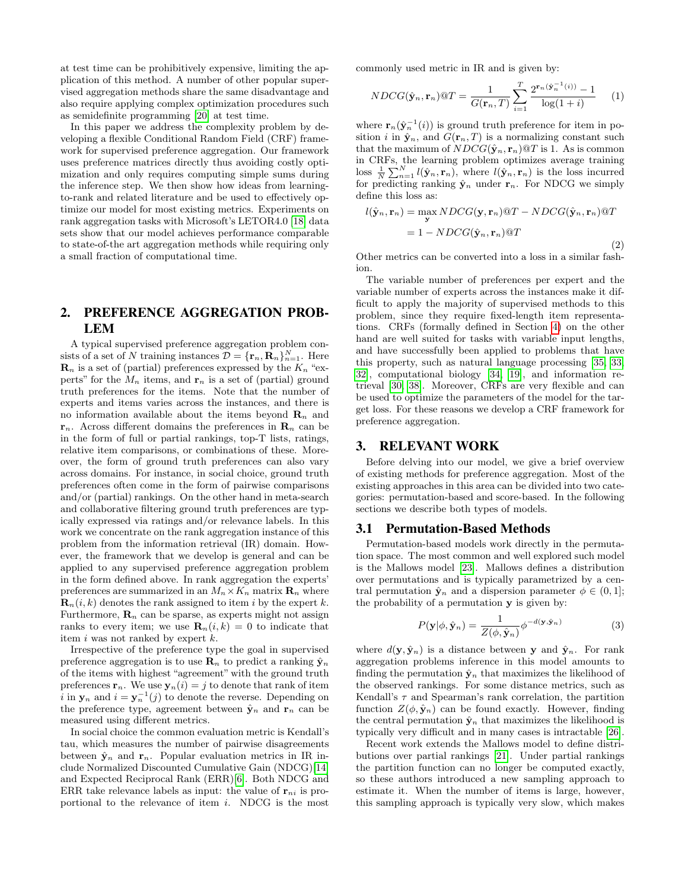at test time can be prohibitively expensive, limiting the application of this method. A number of other popular supervised aggregation methods share the same disadvantage and also require applying complex optimization procedures such as semidefinite programming [20] at test time.

In this paper we address the complexity problem by developing a flexible Conditional Random Field (CRF) framework for supervised preference aggregation. Our framework uses preference matrices directly thus avoiding costly optimization and only requires computing simple sums during the inference step. We then show how ideas from learning-to-rank and related literature and be used to effectively optimize our model for most existing metrics. Experiments on rank aggregation tasks with Microsoft's LETOR4.0 [18] data sets show that our model achieves performance comparable to state-of-the art aggregation methods while requiring only a small fraction of computational time.

## 2. PREFERENCE AGGREGATION PROBLEM

A typical supervised preference aggregation problem consists of a set of $N$ training instances $\mathcal{D} = \{\mathbf{r}_n, \mathbf{R}_n\}_{n=1}^N$. Here $\mathbf{R}_n$ is a set of (partial) preferences expressed by the $K_n$ "experts" for the $M_n$ items, and $\mathbf{r}_n$ is a set of (partial) ground truth preferences for the items. Note that the number of experts and items varies across the instances, and there is no information available about the items beyond $\mathbf{R}_n$ and $\mathbf{r}_n$. Across different domains the preferences in $\mathbf{R}_n$ can be in the form of full or partial rankings, top-T lists, ratings, relative item comparisons, or combinations of these. Moreover, the form of ground truth preferences can also vary across domains. For instance, in social choice, ground truth preferences often come in the form of pairwise comparisons and/or (partial) rankings. On the other hand in meta-search and collaborative filtering ground truth preferences are typically expressed via ratings and/or relevance labels. In this work we concentrate on the rank aggregation instance of this problem from the information retrieval (IR) domain. However, the framework that we develop is general and can be applied to any supervised preference aggregation problem in the form defined above. In rank aggregation the experts' preferences are summarized in an $M_n \times K_n$ matrix $\mathbf{R}_n$ where $\mathbf{R}_n(i,k)$ denotes the rank assigned to item $i$ by the expert $k$. Furthermore, $\mathbf{R}_n$ can be sparse, as experts might not assign ranks to every item; we use $\mathbf{R}_n(i,k) = 0$ to indicate that item $i$ was not ranked by expert $k$.

Irrespective of the preference type the goal in supervised preference aggregation is to use $\mathbf{R}_n$ to predict a ranking $\hat{\mathbf{y}}_n$ of the items with highest "agreement" with the ground truth preferences $\mathbf{r}_n$. We use $\mathbf{y}_n(i) = j$ to denote that rank of item $i$ in $\mathbf{y}_n$ and $i = \mathbf{y}_n^{-1}(j)$ to denote the reverse. Depending on the preference type, agreement between $\hat{\mathbf{y}}_n$ and $\mathbf{r}_n$ can be measured using different metrics.

In social choice the common evaluation metric is Kendall's tau, which measures the number of pairwise disagreements between $\hat{\mathbf{y}}_n$ and $\mathbf{r}_n$. Popular evaluation metrics in IR include Normalized Discounted Cumulative Gain (NDCG)[14] and Expected Reciprocal Rank (ERR)[6]. Both NDCG and ERR take relevance labels as input: the value of $\mathbf{r}_{ni}$ is proportional to the relevance of item $i$. NDCG is the most commonly used metric in IR and is given by:

$$NDCG(\hat{\mathbf{y}}_n, \mathbf{r}_n)@T = \frac{1}{G(\mathbf{r}_n, T)} \sum_{i=1}^{T} \frac{2^{\mathbf{r}_n(\hat{\mathbf{y}}_n^{-1}(i))} - 1}{\log(1+i)} \tag{1}$$

where $\mathbf{r}_n(\hat{\mathbf{y}}_n^{-1}(i))$ is ground truth preference for item in position $i$ in $\hat{\mathbf{y}}_n$, and $G(\mathbf{r}_n, T)$ is a normalizing constant such that the maximum of $NDCG(\hat{\mathbf{y}}_n, \mathbf{r}_n)@T$ is 1. As is common in CRFs, the learning problem optimizes average training loss $\frac{1}{N}\sum_{n=1}^N l(\hat{\mathbf{y}}_n, \mathbf{r}_n)$, where $l(\hat{\mathbf{y}}_n, \mathbf{r}_n)$ is the loss incurred for predicting ranking $\hat{\mathbf{y}}_n$ under $\mathbf{r}_n$. For NDCG we simply define this loss as:

$$\begin{aligned} l(\hat{\mathbf{y}}_n, \mathbf{r}_n) &= \max_{\mathbf{y}} NDCG(\mathbf{y}, \mathbf{r}_n)@T - NDCG(\hat{\mathbf{y}}_n, \mathbf{r}_n)@T \\ &= 1 - NDCG(\hat{\mathbf{y}}_n, \mathbf{r}_n)@T \end{aligned} \tag{2}$$

Other metrics can be converted into a loss in a similar fashion.

The variable number of preferences per expert and the variable number of experts across the instances make it difficult to apply the majority of supervised methods to this problem, since they require fixed-length item representations. CRFs (formally defined in Section 4) on the other hand are well suited for tasks with variable input lengths, and have successfully been applied to problems that have this property, such as natural language processing [35, 33, 32], computational biology [34, 19], and information retrieval [30, 38]. Moreover, CRFs are very flexible and can be used to optimize the parameters of the model for the target loss. For these reasons we develop a CRF framework for preference aggregation.

## 3. RELEVANT WORK

Before delving into our model, we give a brief overview of existing methods for preference aggregation. Most of the existing approaches in this area can be divided into two categories: permutation-based and score-based. In the following sections we describe both types of models.

### 3.1 Permutation-Based Methods

Permutation-based models work directly in the permutation space. The most common and well explored such model is the Mallows model [23]. Mallows defines a distribution over permutations and is typically parametrized by a central permutation $\hat{\mathbf{y}}_n$ and a dispersion parameter $\phi \in (0, 1]$; the probability of a permutation $\mathbf{y}$ is given by:

$$P(\mathbf{y}|\phi, \hat{\mathbf{y}}_n) = \frac{1}{Z(\phi, \hat{\mathbf{y}}_n)} \phi^{-d(\mathbf{y}, \hat{\mathbf{y}}_n)} \tag{3}$$

where $d(\mathbf{y}, \hat{\mathbf{y}}_n)$ is a distance between $\mathbf{y}$ and $\hat{\mathbf{y}}_n$. For rank aggregation problems inference in this model amounts to finding the permutation $\hat{\mathbf{y}}_n$ that maximizes the likelihood of the observed rankings. For some distance metrics, such as Kendall's $\tau$ and Spearman's rank correlation, the partition function $Z(\phi, \hat{\mathbf{y}}_n)$ can be found exactly. However, finding the central permutation $\hat{\mathbf{y}}_n$ that maximizes the likelihood is typically very difficult and in many cases is intractable [26].

Recent work extends the Mallows model to define distributions over partial rankings [21]. Under partial rankings the partition function can no longer be computed exactly, so these authors introduced a new sampling approach to estimate it. When the number of items is large, however, this sampling approach is typically very slow, which makes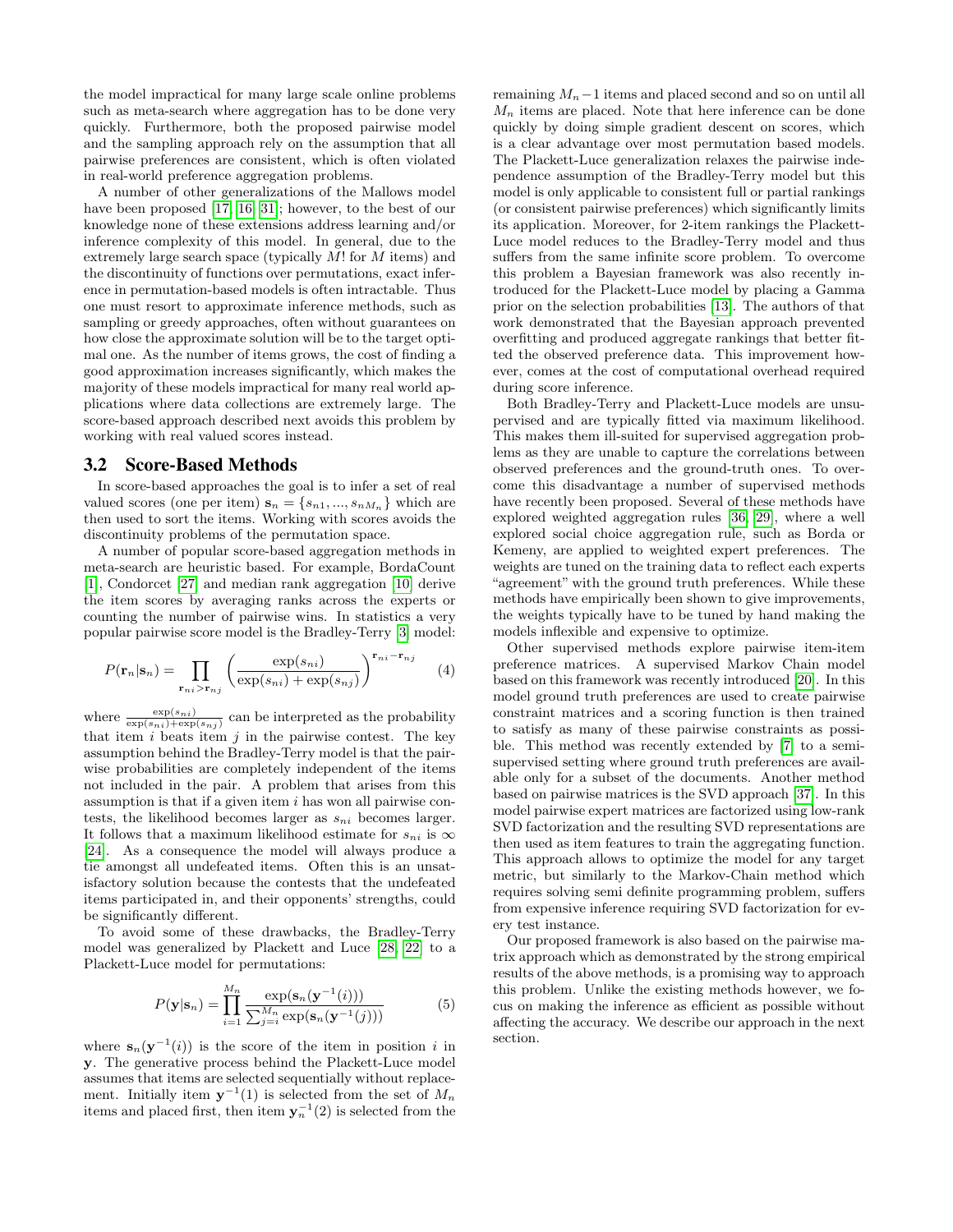the model impractical for many large scale online problems such as meta-search where aggregation has to be done very quickly. Furthermore, both the proposed pairwise model and the sampling approach rely on the assumption that all pairwise preferences are consistent, which is often violated in real-world preference aggregation problems.

A number of other generalizations of the Mallows model have been proposed [17, 16, 31]; however, to the best of our knowledge none of these extensions address learning and/or inference complexity of this model. In general, due to the extremely large search space (typically $M!$ for $M$ items) and the discontinuity of functions over permutations, exact inference in permutation-based models is often intractable. Thus one must resort to approximate inference methods, such as sampling or greedy approaches, often without guarantees on how close the approximate solution will be to the target optimal one. As the number of items grows, the cost of finding a good approximation increases significantly, which makes the majority of these models impractical for many real world applications where data collections are extremely large. The score-based approach described next avoids this problem by working with real valued scores instead.

## 3.2 Score-Based Methods

In score-based approaches the goal is to infer a set of real valued scores (one per item) $\mathbf{s}_n = \{s_{n1}, ..., s_{nM_n}\}$ which are then used to sort the items. Working with scores avoids the discontinuity problems of the permutation space.

A number of popular score-based aggregation methods in meta-search are heuristic based. For example, BordaCount [1], Condorcet [27] and median rank aggregation [10] derive the item scores by averaging ranks across the experts or counting the number of pairwise wins. In statistics a very popular pairwise score model is the Bradley-Terry [3] model:

$$P(\mathbf{r}_n|\mathbf{s}_n) = \prod_{\mathbf{r}_{ni} > \mathbf{r}_{nj}} \left( \frac{\exp(s_{ni})}{\exp(s_{ni}) + \exp(s_{nj})} \right)^{\mathbf{r}_{ni} - \mathbf{r}_{nj}} \quad (4)$$

where $\frac{\exp(s_{ni})}{\exp(s_{ni})+\exp(s_{nj})}$ can be interpreted as the probability that item $i$ beats item $j$ in the pairwise contest. The key assumption behind the Bradley-Terry model is that the pairwise probabilities are completely independent of the items not included in the pair. A problem that arises from this assumption is that if a given item $i$ has won all pairwise contests, the likelihood becomes larger as $s_{ni}$ becomes larger. It follows that a maximum likelihood estimate for $s_{ni}$ is $\infty$ [24]. As a consequence the model will always produce a tie amongst all undefeated items. Often this is an unsatisfactory solution because the contests that the undefeated items participated in, and their opponents' strengths, could be significantly different.

To avoid some of these drawbacks, the Bradley-Terry model was generalized by Plackett and Luce [28, 22] to a Plackett-Luce model for permutations:

$$P(\mathbf{y}|\mathbf{s}_n) = \prod_{i=1}^{M_n} \frac{\exp(\mathbf{s}_n(\mathbf{y}^{-1}(i)))}{\sum_{j=i}^{M_n} \exp(\mathbf{s}_n(\mathbf{y}^{-1}(j)))} \quad (5)$$

where $\mathbf{s}_n(\mathbf{y}^{-1}(i))$ is the score of the item in position $i$ in $\mathbf{y}$. The generative process behind the Plackett-Luce model assumes that items are selected sequentially without replacement. Initially item $\mathbf{y}^{-1}(1)$ is selected from the set of $M_n$ items and placed first, then item $\mathbf{y}_n^{-1}(2)$ is selected from the remaining $M_n - 1$ items and placed second and so on until all $M_n$ items are placed. Note that here inference can be done quickly by doing simple gradient descent on scores, which is a clear advantage over most permutation based models. The Plackett-Luce generalization relaxes the pairwise independence assumption of the Bradley-Terry model but this model is only applicable to consistent full or partial rankings (or consistent pairwise preferences) which significantly limits its application. Moreover, for 2-item rankings the Plackett-Luce model reduces to the Bradley-Terry model and thus suffers from the same infinite score problem. To overcome this problem a Bayesian framework was also recently introduced for the Plackett-Luce model by placing a Gamma prior on the selection probabilities [13]. The authors of that work demonstrated that the Bayesian approach prevented overfitting and produced aggregate rankings that better fitted the observed preference data. This improvement however, comes at the cost of computational overhead required during score inference.

Both Bradley-Terry and Plackett-Luce models are unsupervised and are typically fitted via maximum likelihood. This makes them ill-suited for supervised aggregation problems as they are unable to capture the correlations between observed preferences and the ground-truth ones. To overcome this disadvantage a number of supervised methods have recently been proposed. Several of these methods have explored weighted aggregation rules [36, 29], where a well explored social choice aggregation rule, such as Borda or Kemeny, are applied to weighted expert preferences. The weights are tuned on the training data to reflect each experts "agreement" with the ground truth preferences. While these methods have empirically been shown to give improvements, the weights typically have to be tuned by hand making the models inflexible and expensive to optimize.

Other supervised methods explore pairwise item-item preference matrices. A supervised Markov Chain model based on this framework was recently introduced [20]. In this model ground truth preferences are used to create pairwise constraint matrices and a scoring function is then trained to satisfy as many of these pairwise constraints as possible. This method was recently extended by [7] to a semi-supervised setting where ground truth preferences are available only for a subset of the documents. Another method based on pairwise matrices is the SVD approach [37]. In this model pairwise expert matrices are factorized using low-rank SVD factorization and the resulting SVD representations are then used as item features to train the aggregating function. This approach allows to optimize the model for any target metric, but similarly to the Markov-Chain method which requires solving semi definite programming problem, suffers from expensive inference requiring SVD factorization for every test instance.

Our proposed framework is also based on the pairwise matrix approach which as demonstrated by the strong empirical results of the above methods, is a promising way to approach this problem. Unlike the existing methods however, we focus on making the inference as efficient as possible without affecting the accuracy. We describe our approach in the next section.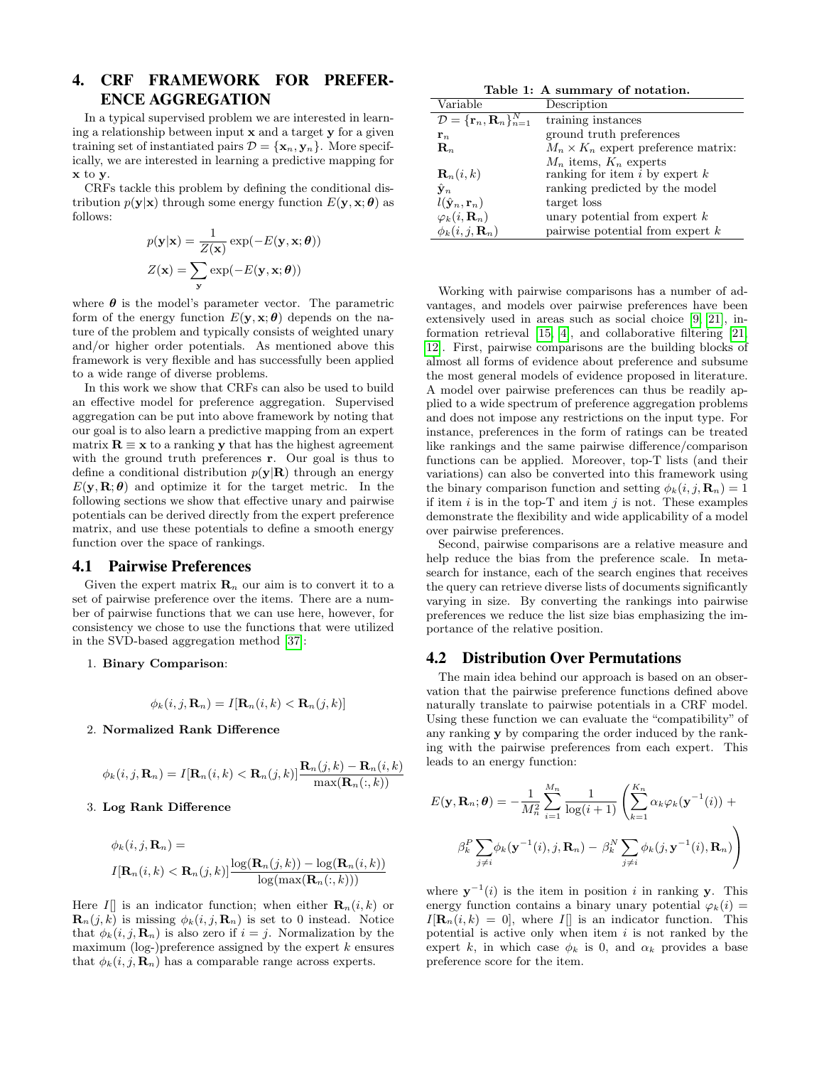# 4. CRF FRAMEWORK FOR PREFERENCE AGGREGATION

In a typical supervised problem we are interested in learning a relationship between input $\mathbf{x}$ and a target $\mathbf{y}$ for a given training set of instantiated pairs $\mathcal{D} = \{\mathbf{x}_n, \mathbf{y}_n\}$. More specifically, we are interested in learning a predictive mapping for $\mathbf{x}$ to $\mathbf{y}$.

CRFs tackle this problem by defining the conditional distribution $p(\mathbf{y}|\mathbf{x})$ through some energy function $E(\mathbf{y}, \mathbf{x}; \boldsymbol{\theta})$ as follows:

$$p(\mathbf{y}|\mathbf{x}) = \frac{1}{Z(\mathbf{x})} \exp(-E(\mathbf{y}, \mathbf{x}; \boldsymbol{\theta}))$$

$$Z(\mathbf{x}) = \sum_{\mathbf{y}} \exp(-E(\mathbf{y}, \mathbf{x}; \boldsymbol{\theta}))$$

where $\boldsymbol{\theta}$ is the model's parameter vector. The parametric form of the energy function $E(\mathbf{y}, \mathbf{x}; \boldsymbol{\theta})$ depends on the nature of the problem and typically consists of weighted unary and/or higher order potentials. As mentioned above this framework is very flexible and has successfully been applied to a wide range of diverse problems.

In this work we show that CRFs can also be used to build an effective model for preference aggregation. Supervised aggregation can be put into above framework by noting that our goal is to also learn a predictive mapping from an expert matrix $\mathbf{R} \equiv \mathbf{x}$ to a ranking $\mathbf{y}$ that has the highest agreement with the ground truth preferences $\mathbf{r}$. Our goal is thus to define a conditional distribution $p(\mathbf{y}|\mathbf{R})$ through an energy $E(\mathbf{y}, \mathbf{R}; \boldsymbol{\theta})$ and optimize it for the target metric. In the following sections we show that effective unary and pairwise potentials can be derived directly from the expert preference matrix, and use these potentials to define a smooth energy function over the space of rankings.

**Table 1: A summary of notation.**

| Variable | Description |
|---|---|
| $\mathcal{D} = \{\mathbf{r}_n, \mathbf{R}_n\}_{n=1}^N$ | training instances |
| $\mathbf{r}_n$ | ground truth preferences |
| $\mathbf{R}_n$ | $M_n \times K_n$ expert preference matrix: $M_n$ items, $K_n$ experts |
| $\mathbf{R}_n(i,k)$ | ranking for item $i$ by expert $k$ |
| $\hat{\mathbf{y}}_n$ | ranking predicted by the model |
| $l(\hat{\mathbf{y}}_n, \mathbf{r}_n)$ | target loss |
| $\varphi_k(i, \mathbf{R}_n)$ | unary potential from expert $k$ |
| $\phi_k(i, j, \mathbf{R}_n)$ | pairwise potential from expert $k$ |

## 4.1 Pairwise Preferences

Given the expert matrix $\mathbf{R}_n$ our aim is to convert it to a set of pairwise preference over the items. There are a number of pairwise functions that we can use here, however, for consistency we chose to use the functions that were utilized in the SVD-based aggregation method [37]:

1. **Binary Comparison**:

$$\phi_k(i, j, \mathbf{R}_n) = I[\mathbf{R}_n(i,k) < \mathbf{R}_n(j,k)]$$

2. **Normalized Rank Difference**

$$\phi_k(i, j, \mathbf{R}_n) = I[\mathbf{R}_n(i,k) < \mathbf{R}_n(j,k)] \frac{\mathbf{R}_n(j,k) - \mathbf{R}_n(i,k)}{\max(\mathbf{R}_n(:,k))}$$

3. **Log Rank Difference**

$$\phi_k(i, j, \mathbf{R}_n) = I[\mathbf{R}_n(i,k) < \mathbf{R}_n(j,k)] \frac{\log(\mathbf{R}_n(j,k)) - \log(\mathbf{R}_n(i,k))}{\log(\max(\mathbf{R}_n(:,k)))}$$

Here $I[]$ is an indicator function; when either $\mathbf{R}_n(i,k)$ or $\mathbf{R}_n(j,k)$ is missing $\phi_k(i, j, \mathbf{R}_n)$ is set to 0 instead. Notice that $\phi_k(i, j, \mathbf{R}_n)$ is also zero if $i = j$. Normalization by the maximum (log-)preference assigned by the expert $k$ ensures that $\phi_k(i, j, \mathbf{R}_n)$ has a comparable range across experts.

Working with pairwise comparisons has a number of advantages, and models over pairwise preferences have been extensively used in areas such as social choice [9, 21], information retrieval [15, 4], and collaborative filtering [21, 12]. First, pairwise comparisons are the building blocks of almost all forms of evidence about preference and subsume the most general models of evidence proposed in literature. A model over pairwise preferences can thus be readily applied to a wide spectrum of preference aggregation problems and does not impose any restrictions on the input type. For instance, preferences in the form of ratings can be treated like rankings and the same pairwise difference/comparison functions can be applied. Moreover, top-T lists (and their variations) can also be converted into this framework using the binary comparison function and setting $\phi_k(i, j, \mathbf{R}_n) = 1$ if item $i$ is in the top-T and item $j$ is not. These examples demonstrate the flexibility and wide applicability of a model over pairwise preferences.

Second, pairwise comparisons are a relative measure and help reduce the bias from the preference scale. In metasearch for instance, each of the search engines that receives the query can retrieve diverse lists of documents significantly varying in size. By converting the rankings into pairwise preferences we reduce the list size bias emphasizing the importance of the relative position.

## 4.2 Distribution Over Permutations

The main idea behind our approach is based on an observation that the pairwise preference functions defined above naturally translate to pairwise potentials in a CRF model. Using these function we can evaluate the "compatibility" of any ranking $\mathbf{y}$ by comparing the order induced by the ranking with the pairwise preferences from each expert. This leads to an energy function:

$$E(\mathbf{y}, \mathbf{R}_n; \boldsymbol{\theta}) = -\frac{1}{M_n^2} \sum_{i=1}^{M_n} \frac{1}{\log(i+1)} \left( \sum_{k=1}^{K_n} \alpha_k \varphi_k(\mathbf{y}^{-1}(i)) + \beta_k^P \sum_{j \neq i} \phi_k(\mathbf{y}^{-1}(i), j, \mathbf{R}_n) - \beta_k^N \sum_{j \neq i} \phi_k(j, \mathbf{y}^{-1}(i), \mathbf{R}_n) \right)$$

where $\mathbf{y}^{-1}(i)$ is the item in position $i$ in ranking $\mathbf{y}$. This energy function contains a binary unary potential $\varphi_k(i) = I[\mathbf{R}_n(i,k) = 0]$, where $I[]$ is an indicator function. This potential is active only when item $i$ is not ranked by the expert $k$, in which case $\phi_k$ is 0, and $\alpha_k$ provides a base preference score for the item.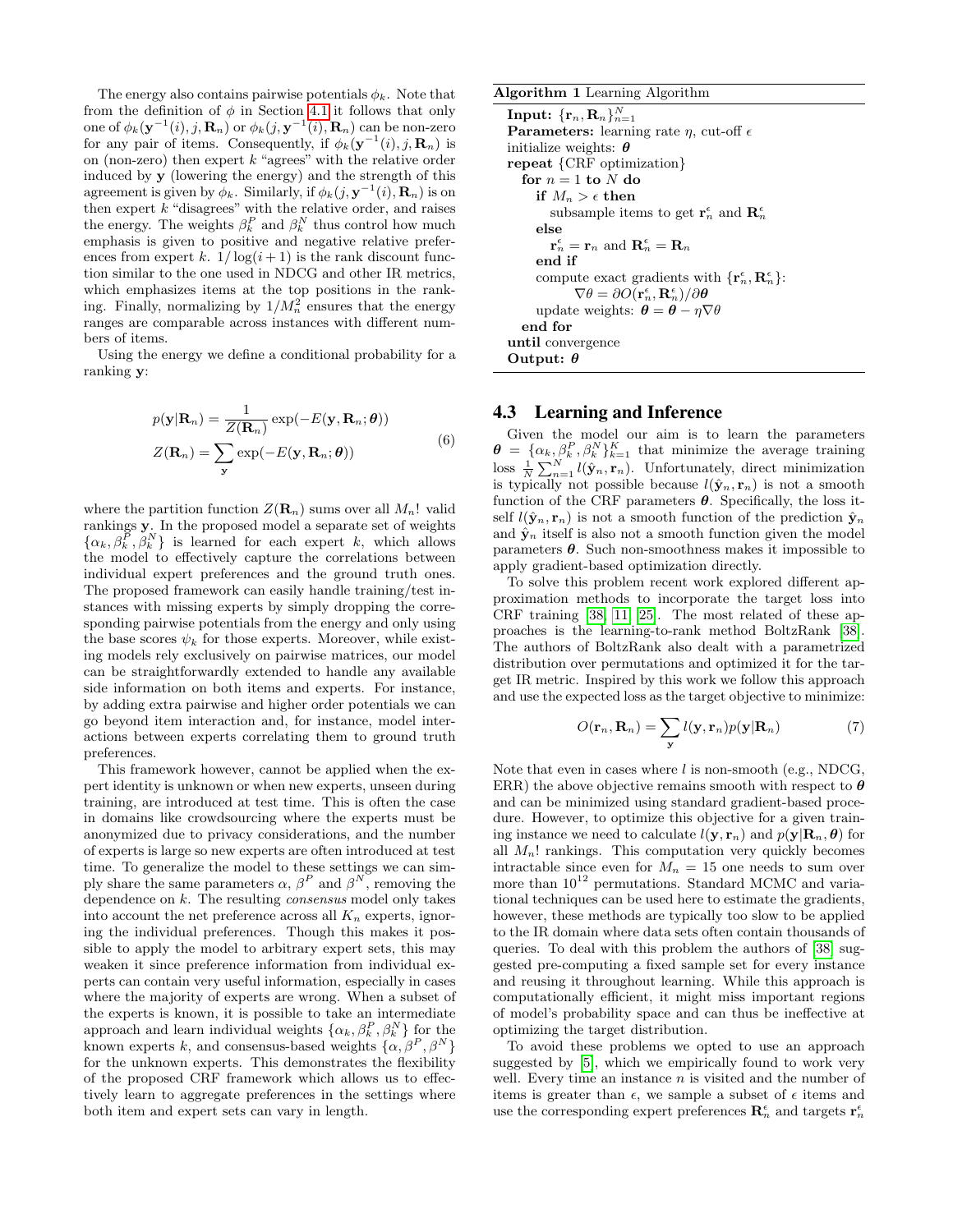The energy also contains pairwise potentials $\phi_k$. Note that from the definition of $\phi$ in Section 4.1 it follows that only one of $\phi_k(\mathbf{y}^{-1}(i), j, \mathbf{R}_n)$ or $\phi_k(j, \mathbf{y}^{-1}(i), \mathbf{R}_n)$ can be non-zero for any pair of items. Consequently, if $\phi_k(\mathbf{y}^{-1}(i), j, \mathbf{R}_n)$ is on (non-zero) then expert $k$ "agrees" with the relative order induced by $\mathbf{y}$ (lowering the energy) and the strength of this agreement is given by $\phi_k$. Similarly, if $\phi_k(j, \mathbf{y}^{-1}(i), \mathbf{R}_n)$ is on then expert $k$ "disagrees" with the relative order, and raises the energy. The weights $\beta_k^P$ and $\beta_k^N$ thus control how much emphasis is given to positive and negative relative preferences from expert $k$. $1/\log(i+1)$ is the rank discount function similar to the one used in NDCG and other IR metrics, which emphasizes items at the top positions in the ranking. Finally, normalizing by $1/M_n^2$ ensures that the energy ranges are comparable across instances with different numbers of items.

Using the energy we define a conditional probability for a ranking $\mathbf{y}$:

$$
\begin{aligned}
p(\mathbf{y}|\mathbf{R}_n) &= \frac{1}{Z(\mathbf{R}_n)} \exp(-E(\mathbf{y}, \mathbf{R}_n; \boldsymbol{\theta})) \\
Z(\mathbf{R}_n) &= \sum_{\mathbf{y}} \exp(-E(\mathbf{y}, \mathbf{R}_n; \boldsymbol{\theta}))
\end{aligned}
\tag{6}
$$

where the partition function $Z(\mathbf{R}_n)$ sums over all $M_n!$ valid rankings $\mathbf{y}$. In the proposed model a separate set of weights $\{\alpha_k, \beta_k^P, \beta_k^N\}$ is learned for each expert $k$, which allows the model to effectively capture the correlations between individual expert preferences and the ground truth ones. The proposed framework can easily handle training/test instances with missing experts by simply dropping the corresponding pairwise potentials from the energy and only using the base scores $\psi_k$ for those experts. Moreover, while existing models rely exclusively on pairwise matrices, our model can be straightforwardly extended to handle any available side information on both items and experts. For instance, by adding extra pairwise and higher order potentials we can go beyond item interaction and, for instance, model interactions between experts correlating them to ground truth preferences.

This framework however, cannot be applied when the expert identity is unknown or when new experts, unseen during training, are introduced at test time. This is often the case in domains like crowdsourcing where the experts must be anonymized due to privacy considerations, and the number of experts is large so new experts are often introduced at test time. To generalize the model to these settings we can simply share the same parameters $\alpha$, $\beta^P$ and $\beta^N$, removing the dependence on $k$. The resulting *consensus* model only takes into account the net preference across all $K_n$ experts, ignoring the individual preferences. Though this makes it possible to apply the model to arbitrary expert sets, this may weaken it since preference information from individual experts can contain very useful information, especially in cases where the majority of experts are wrong. When a subset of the experts is known, it is possible to take an intermediate approach and learn individual weights $\{\alpha_k, \beta_k^P, \beta_k^N\}$ for the known experts $k$, and consensus-based weights $\{\alpha, \beta^P, \beta^N\}$ for the unknown experts. This demonstrates the flexibility of the proposed CRF framework which allows us to effectively learn to aggregate preferences in the settings where both item and expert sets can vary in length.

---

**Algorithm 1** Learning Algorithm

**Input:** $\{\mathbf{r}_n, \mathbf{R}_n\}_{n=1}^N$
**Parameters:** learning rate $\eta$, cut-off $\epsilon$
initialize weights: $\boldsymbol{\theta}$
**repeat** {CRF optimization}
  **for** $n = 1$ **to** $N$ **do**
    **if** $M_n > \epsilon$ **then**
      subsample items to get $\mathbf{r}_n^\epsilon$ and $\mathbf{R}_n^\epsilon$
    **else**
      $\mathbf{r}_n^\epsilon = \mathbf{r}_n$ and $\mathbf{R}_n^\epsilon = \mathbf{R}_n$
    **end if**
    compute exact gradients with $\{\mathbf{r}_n^\epsilon, \mathbf{R}_n^\epsilon\}$:
      $\nabla\theta = \partial O(\mathbf{r}_n^\epsilon, \mathbf{R}_n^\epsilon)/\partial\boldsymbol{\theta}$
    update weights: $\boldsymbol{\theta} = \boldsymbol{\theta} - \eta\nabla\theta$
  **end for**
**until** convergence
**Output:** $\boldsymbol{\theta}$

---

## 4.3 Learning and Inference

Given the model our aim is to learn the parameters $\boldsymbol{\theta} = \{\alpha_k, \beta_k^P, \beta_k^N\}_{k=1}^K$ that minimize the average training loss $\frac{1}{N}\sum_{n=1}^N l(\hat{\mathbf{y}}_n, \mathbf{r}_n)$. Unfortunately, direct minimization is typically not possible because $l(\hat{\mathbf{y}}_n, \mathbf{r}_n)$ is not a smooth function of the CRF parameters $\boldsymbol{\theta}$. Specifically, the loss itself $l(\hat{\mathbf{y}}_n, \mathbf{r}_n)$ is not a smooth function of the prediction $\hat{\mathbf{y}}_n$ and $\hat{\mathbf{y}}_n$ itself is also not a smooth function given the model parameters $\boldsymbol{\theta}$. Such non-smoothness makes it impossible to apply gradient-based optimization directly.

To solve this problem recent work explored different approximation methods to incorporate the target loss into CRF training [38, 11, 25]. The most related of these approaches is the learning-to-rank method BoltzRank [38]. The authors of BoltzRank also dealt with a parametrized distribution over permutations and optimized it for the target IR metric. Inspired by this work we follow this approach and use the expected loss as the target objective to minimize:

$$
O(\mathbf{r}_n, \mathbf{R}_n) = \sum_{\mathbf{y}} l(\mathbf{y}, \mathbf{r}_n) p(\mathbf{y}|\mathbf{R}_n) \tag{7}
$$

Note that even in cases where $l$ is non-smooth (e.g., NDCG, ERR) the above objective remains smooth with respect to $\boldsymbol{\theta}$ and can be minimized using standard gradient-based procedure. However, to optimize this objective for a given training instance we need to calculate $l(\mathbf{y}, \mathbf{r}_n)$ and $p(\mathbf{y}|\mathbf{R}_n, \boldsymbol{\theta})$ for all $M_n!$ rankings. This computation very quickly becomes intractable since even for $M_n = 15$ one needs to sum over more than $10^{12}$ permutations. Standard MCMC and variational techniques can be used here to estimate the gradients, however, these methods are typically too slow to be applied to the IR domain where data sets often contain thousands of queries. To deal with this problem the authors of [38] suggested pre-computing a fixed sample set for every instance and reusing it throughout learning. While this approach is computationally efficient, it might miss important regions of model's probability space and can thus be ineffective at optimizing the target distribution.

To avoid these problems we opted to use an approach suggested by [5], which we empirically found to work very well. Every time an instance $n$ is visited and the number of items is greater than $\epsilon$, we sample a subset of $\epsilon$ items and use the corresponding expert preferences $\mathbf{R}_n^\epsilon$ and targets $\mathbf{r}_n^\epsilon$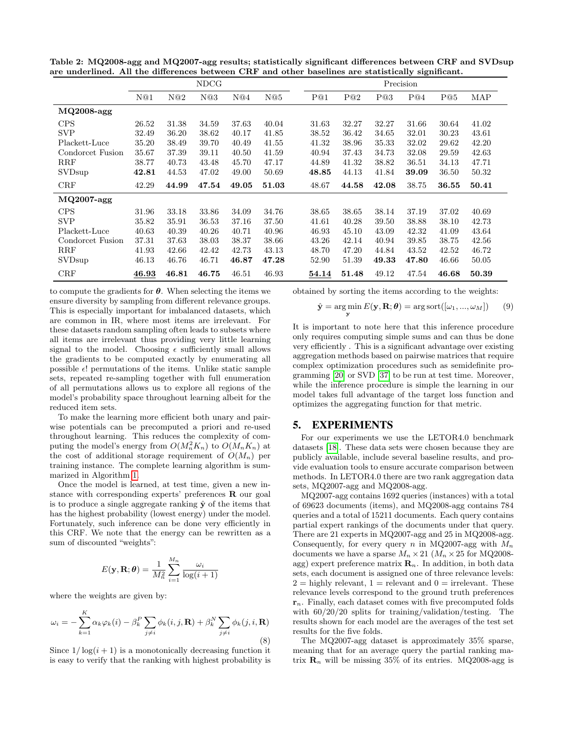Table 2: MQ2008-agg and MQ2007-agg results; statistically significant differences between CRF and SVDsup are underlined. All the differences between CRF and other baselines are statistically significant.

| | NDCG | | | | | Precision | | | | | |
|---|---|---|---|---|---|---|---|---|---|---|---|
| | N@1 | N@2 | N@3 | N@4 | N@5 | P@1 | P@2 | P@3 | P@4 | P@5 | MAP |
| **MQ2008-agg** | | | | | | | | | | | |
| CPS | 26.52 | 31.38 | 34.59 | 37.63 | 40.04 | 31.63 | 32.27 | 32.27 | 31.66 | 30.64 | 41.02 |
| SVP | 32.49 | 36.20 | 38.62 | 40.17 | 41.85 | 38.52 | 36.42 | 34.65 | 32.01 | 30.23 | 43.61 |
| Plackett-Luce | 35.20 | 38.49 | 39.70 | 40.49 | 41.55 | 41.32 | 38.96 | 35.33 | 32.02 | 29.62 | 42.20 |
| Condorcet Fusion | 35.67 | 37.39 | 39.11 | 40.50 | 41.59 | 40.94 | 37.43 | 34.73 | 32.08 | 29.59 | 42.63 |
| RRF | 38.77 | 40.73 | 43.48 | 45.70 | 47.17 | 44.89 | 41.32 | 38.82 | 36.51 | 34.13 | 47.71 |
| SVDsup | **42.81** | 44.53 | 47.02 | 49.00 | 50.69 | **48.85** | 44.13 | 41.84 | **39.09** | 36.50 | 50.32 |
| CRF | 42.29 | **44.99** | **47.54** | **49.05** | **51.03** | 48.67 | **44.58** | **42.08** | 38.75 | **36.55** | **50.41** |
| **MQ2007-agg** | | | | | | | | | | | |
| CPS | 31.96 | 33.18 | 33.86 | 34.09 | 34.76 | 38.65 | 38.65 | 38.14 | 37.19 | 37.02 | 40.69 |
| SVP | 35.82 | 35.91 | 36.53 | 37.16 | 37.50 | 41.61 | 40.28 | 39.50 | 38.88 | 38.10 | 42.73 |
| Plackett-Luce | 40.63 | 40.39 | 40.26 | 40.71 | 40.96 | 46.93 | 45.10 | 43.09 | 42.32 | 41.09 | 43.64 |
| Condorcet Fusion | 37.31 | 37.63 | 38.03 | 38.37 | 38.66 | 43.26 | 42.14 | 40.94 | 39.85 | 38.75 | 42.56 |
| RRF | 41.93 | 42.66 | 42.42 | 42.73 | 43.13 | 48.70 | 47.20 | 44.84 | 43.52 | 42.52 | 46.72 |
| SVDsup | 46.13 | 46.76 | 46.71 | **46.87** | **47.28** | 52.90 | 51.39 | **49.33** | **47.80** | 46.66 | 50.05 |
| CRF | <u>**46.93**</u> | **46.81** | **46.75** | 46.51 | 46.93 | <u>**54.14**</u> | **51.48** | 49.12 | 47.54 | **46.68** | **50.39** |

to compute the gradients for $\boldsymbol{\theta}$. When selecting the items we ensure diversity by sampling from different relevance groups. This is especially important for imbalanced datasets, which are common in IR, where most items are irrelevant. For these datasets random sampling often leads to subsets where all items are irrelevant thus providing very little learning signal to the model. Choosing $\epsilon$ sufficiently small allows the gradients to be computed exactly by enumerating all possible $\epsilon!$ permutations of the items. Unlike static sample sets, repeated re-sampling together with full enumeration of all permutations allows us to explore all regions of the model's probability space throughout learning albeit for the reduced item sets.

To make the learning more efficient both unary and pairwise potentials can be precomputed a priori and re-used throughout learning. This reduces the complexity of computing the model's energy from $O(M_n^2 K_n)$ to $O(M_n K_n)$ at the cost of additional storage requirement of $O(M_n)$ per training instance. The complete learning algorithm is summarized in Algorithm 1.

Once the model is learned, at test time, given a new instance with corresponding experts' preferences $\mathbf{R}$ our goal is to produce a single aggregate ranking $\hat{\mathbf{y}}$ of the items that has the highest probability (lowest energy) under the model. Fortunately, such inference can be done very efficiently in this CRF. We note that the energy can be rewritten as a sum of discounted "weights":

$$E(\mathbf{y}, \mathbf{R}; \boldsymbol{\theta}) = \frac{1}{M_n^2} \sum_{i=1}^{M_n} \frac{\omega_i}{\log(i+1)}$$

where the weights are given by:

$$\omega_i = -\sum_{k=1}^{K} \alpha_k \varphi_k(i) - \beta_k^P \sum_{j \neq i} \phi_k(i, j, \mathbf{R}) + \beta_k^N \sum_{j \neq i} \phi_k(j, i, \mathbf{R}) \tag{8}$$

Since $1/\log(i+1)$ is a monotonically decreasing function it is easy to verify that the ranking with highest probability is obtained by sorting the items according to the weights:

$$\hat{\mathbf{y}} = \arg\min_{\mathbf{y}} E(\mathbf{y}, \mathbf{R}; \boldsymbol{\theta}) = \arg\text{sort}([\omega_1, ..., \omega_M]) \tag{9}$$

It is important to note here that this inference procedure only requires computing simple sums and can thus be done very efficiently . This is a significant advantage over existing aggregation methods based on pairwise matrices that require complex optimization procedures such as semidefinite programming [20] or SVD [37] to be run at test time. Moreover, while the inference procedure is simple the learning in our model takes full advantage of the target loss function and optimizes the aggregating function for that metric.

## 5. EXPERIMENTS

For our experiments we use the LETOR4.0 benchmark datasets [18]. These data sets were chosen because they are publicly available, include several baseline results, and provide evaluation tools to ensure accurate comparison between methods. In LETOR4.0 there are two rank aggregation data sets, MQ2007-agg and MQ2008-agg.

MQ2007-agg contains 1692 queries (instances) with a total of 69623 documents (items), and MQ2008-agg contains 784 queries and a total of 15211 documents. Each query contains partial expert rankings of the documents under that query. There are 21 experts in MQ2007-agg and 25 in MQ2008-agg. Consequently, for every query $n$ in MQ2007-agg with $M_n$ documents we have a sparse $M_n \times 21$ ($M_n \times 25$ for MQ2008-agg) expert preference matrix $\mathbf{R}_n$. In addition, in both data sets, each document is assigned one of three relevance levels: 2 = highly relevant, 1 = relevant and 0 = irrelevant. These relevance levels correspond to the ground truth preferences $\mathbf{r}_n$. Finally, each dataset comes with five precomputed folds with 60/20/20 splits for training/validation/testing. The results shown for each model are the averages of the test set results for the five folds.

The MQ2007-agg dataset is approximately 35% sparse, meaning that for an average query the partial ranking matrix $\mathbf{R}_n$ will be missing 35% of its entries. MQ2008-agg is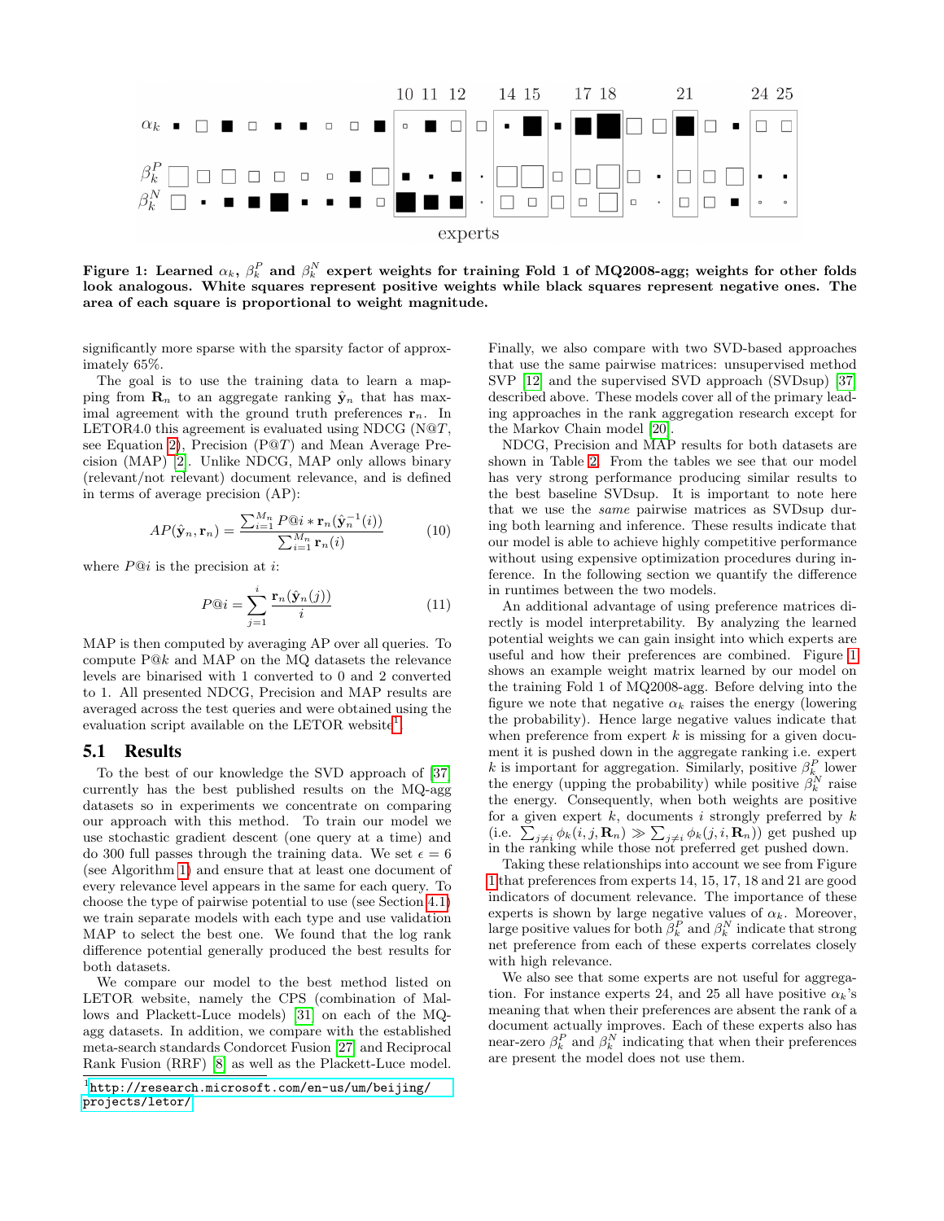Figure 1: Learned $\alpha_k$, $\beta_k^P$ and $\beta_k^N$ expert weights for training Fold 1 of MQ2008-agg; weights for other folds look analogous. White squares represent positive weights while black squares represent negative ones. The area of each square is proportional to weight magnitude.

significantly more sparse with the sparsity factor of approximately 65%.

The goal is to use the training data to learn a mapping from $\mathbf{R}_n$ to an aggregate ranking $\hat{\mathbf{y}}_n$ that has maximal agreement with the ground truth preferences $\mathbf{r}_n$. In LETOR4.0 this agreement is evaluated using NDCG (N@$T$, see Equation 2), Precision (P@$T$) and Mean Average Precision (MAP) [2]. Unlike NDCG, MAP only allows binary (relevant/not relevant) document relevance, and is defined in terms of average precision (AP):

$$AP(\hat{\mathbf{y}}_n, \mathbf{r}_n) = \frac{\sum_{i=1}^{M_n} P@i * \mathbf{r}_n(\hat{\mathbf{y}}_n^{-1}(i))}{\sum_{i=1}^{M_n} \mathbf{r}_n(i)} \tag{10}$$

where $P@i$ is the precision at $i$:

$$P@i = \sum_{j=1}^{i} \frac{\mathbf{r}_n(\hat{\mathbf{y}}_n(j))}{i} \tag{11}$$

MAP is then computed by averaging AP over all queries. To compute P@$k$ and MAP on the MQ datasets the relevance levels are binarised with 1 converted to 0 and 2 converted to 1. All presented NDCG, Precision and MAP results are averaged across the test queries and were obtained using the evaluation script available on the LETOR website[1].

## 5.1 Results

To the best of our knowledge the SVD approach of [37] currently has the best published results on the MQ-agg datasets so in experiments we concentrate on comparing our approach with this method. To train our model we use stochastic gradient descent (one query at a time) and do 300 full passes through the training data. We set $\epsilon = 6$ (see Algorithm 1) and ensure that at least one document of every relevance level appears in the same for each query. To choose the type of pairwise potential to use (see Section 4.1) we train separate models with each type and use validation MAP to select the best one. We found that the log rank difference potential generally produced the best results for both datasets.

We compare our model to the best method listed on LETOR website, namely the CPS (combination of Mallows and Plackett-Luce models) [31] on each of the MQ-agg datasets. In addition, we compare with the established meta-search standards Condorcet Fusion [27] and Reciprocal Rank Fusion (RRF) [8] as well as the Plackett-Luce model.

[1] http://research.microsoft.com/en-us/um/beijing/projects/letor/

Finally, we also compare with two SVD-based approaches that use the same pairwise matrices: unsupervised method SVP [12] and the supervised SVD approach (SVDsup) [37] described above. These models cover all of the primary leading approaches in the rank aggregation research except for the Markov Chain model [20].

NDCG, Precision and MAP results for both datasets are shown in Table 2. From the tables we see that our model has very strong performance producing similar results to the best baseline SVDsup. It is important to note here that we use the *same* pairwise matrices as SVDsup during both learning and inference. These results indicate that our model is able to achieve highly competitive performance without using expensive optimization procedures during inference. In the following section we quantify the difference in runtimes between the two models.

An additional advantage of using preference matrices directly is model interpretability. By analyzing the learned potential weights we can gain insight into which experts are useful and how their preferences are combined. Figure 1 shows an example weight matrix learned by our model on the training Fold 1 of MQ2008-agg. Before delving into the figure we note that negative $\alpha_k$ raises the energy (lowering the probability). Hence large negative values indicate that when preference from expert $k$ is missing for a given document it is pushed down in the aggregate ranking i.e. expert $k$ is important for aggregation. Similarly, positive $\beta_k^P$ lower the energy (upping the probability) while positive $\beta_k^N$ raise the energy. Consequently, when both weights are positive for a given expert $k$, documents $i$ strongly preferred by $k$ (i.e. $\sum_{j \neq i} \phi_k(i, j, \mathbf{R}_n) \gg \sum_{j \neq i} \phi_k(j, i, \mathbf{R}_n)$) get pushed up in the ranking while those not preferred get pushed down.

Taking these relationships into account we see from Figure 1 that preferences from experts 14, 15, 17, 18 and 21 are good indicators of document relevance. The importance of these experts is shown by large negative values of $\alpha_k$. Moreover, large positive values for both $\beta_k^P$ and $\beta_k^N$ indicate that strong net preference from each of these experts correlates closely with high relevance.

We also see that some experts are not useful for aggregation. For instance experts 24, and 25 all have positive $\alpha_k$'s meaning that when their preferences are absent the rank of a document actually improves. Each of these experts also has near-zero $\beta_k^P$ and $\beta_k^N$ indicating that when their preferences are present the model does not use them.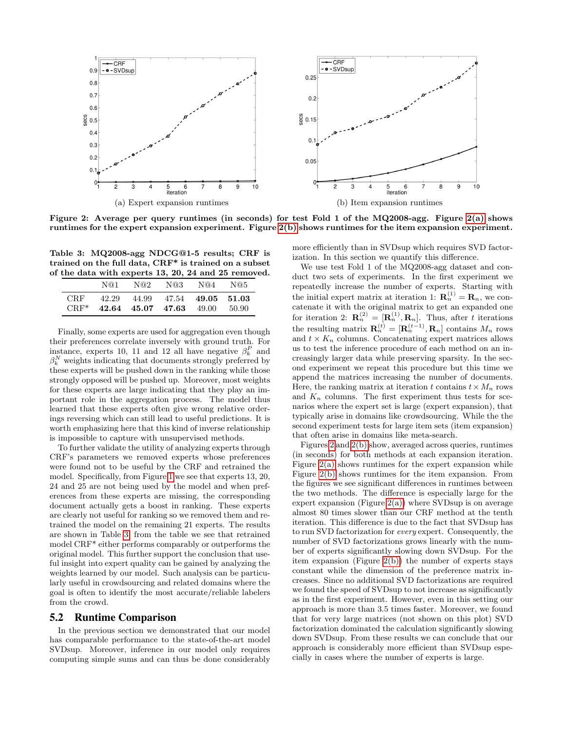(a) Expert expansion runtimes

(b) Item expansion runtimes

**Figure 2: Average per query runtimes (in seconds) for test Fold 1 of the MQ2008-agg. Figure 2(a) shows runtimes for the expert expansion experiment. Figure 2(b) shows runtimes for the item expansion experiment.**

**Table 3: MQ2008-agg NDCG@1-5 results; CRF is trained on the full data, CRF\* is trained on a subset of the data with experts 13, 20, 24 and 25 removed.**

| | N@1 | N@2 | N@3 | N@4 | N@5 |
|---|---|---|---|---|---|
| CRF | 42.29 | 44.99 | 47.54 | **49.05** | **51.03** |
| CRF* | **42.64** | **45.07** | **47.63** | 49.00 | 50.90 |

Finally, some experts are used for aggregation even though their preferences correlate inversely with ground truth. For instance, experts 10, 11 and 12 all have negative $\beta_k^P$ and $\beta_k^N$ weights indicating that documents strongly preferred by these experts will be pushed down in the ranking while those strongly opposed will be pushed up. Moreover, most weights for these experts are large indicating that they play an important role in the aggregation process. The model thus learned that these experts often give wrong relative orderings reversing which can still lead to useful predictions. It is worth emphasizing here that this kind of inverse relationship is impossible to capture with unsupervised methods.

To further validate the utility of analyzing experts through CRF's parameters we removed experts whose preferences were found not to be useful by the CRF and retrained the model. Specifically, from Figure 1 we see that experts 13, 20, 24 and 25 are not being used by the model and when preferences from these experts are missing, the corresponding document actually gets a boost in ranking. These experts are clearly not useful for ranking so we removed them and retrained the model on the remaining 21 experts. The results are shown in Table 3, from the table we see that retrained model CRF* either performs comparably or outperforms the original model. This further support the conclusion that useful insight into expert quality can be gained by analyzing the weights learned by our model. Such analysis can be particularly useful in crowdsourcing and related domains where the goal is often to identify the most accurate/reliable labelers from the crowd.

## 5.2 Runtime Comparison

In the previous section we demonstrated that our model has comparable performance to the state-of-the-art model SVDsup. Moreover, inference in our model only requires computing simple sums and can thus be done considerably more efficiently than in SVDsup which requires SVD factorization. In this section we quantify this difference.

We use test Fold 1 of the MQ2008-agg dataset and conduct two sets of experiments. In the first experiment we repeatedly increase the number of experts. Starting with the initial expert matrix at iteration 1: $\mathbf{R}_n^{(1)} = \mathbf{R}_n$, we concatenate it with the original matrix to get an expanded one for iteration 2: $\mathbf{R}_n^{(2)} = [\mathbf{R}_n^{(1)}, \mathbf{R}_n]$. Thus, after $t$ iterations the resulting matrix $\mathbf{R}_n^{(t)} = [\mathbf{R}_n^{(t-1)}, \mathbf{R}_n]$ contains $M_n$ rows and $t \times K_n$ columns. Concatenating expert matrices allows us to test the inference procedure of each method on an increasingly larger data while preserving sparsity. In the second experiment we repeat this procedure but this time we append the matrices increasing the number of documents. Here, the ranking matrix at iteration $t$ contains $t \times M_n$ rows and $K_n$ columns. The first experiment thus tests for scenarios where the expert set is large (expert expansion), that typically arise in domains like crowdsourcing. While the the second experiment tests for large item sets (item expansion) that often arise in domains like meta-search.

Figures 2 and 2(b) show, averaged across queries, runtimes (in seconds) for both methods at each expansion iteration. Figure 2(a) shows runtimes for the expert expansion while Figure 2(b) shows runtimes for the item expansion. From the figures we see significant differences in runtimes between the two methods. The difference is especially large for the expert expansion (Figure 2(a)) where SVDsup is on average almost 80 times slower than our CRF method at the tenth iteration. This difference is due to the fact that SVDsup has to run SVD factorization for *every* expert. Consequently, the number of SVD factorizations grows linearly with the number of experts significantly slowing down SVDsup. For the item expansion (Figure 2(b)) the number of experts stays constant while the dimension of the preference matrix increases. Since no additional SVD factorizations are required we found the speed of SVDsup to not increase as significantly as in the first experiment. However, even in this setting our approach is more than 3.5 times faster. Moreover, we found that for very large matrices (not shown on this plot) SVD factorization dominated the calculation significantly slowing down SVDsup. From these results we can conclude that our approach is considerably more efficient than SVDsup especially in cases where the number of experts is large.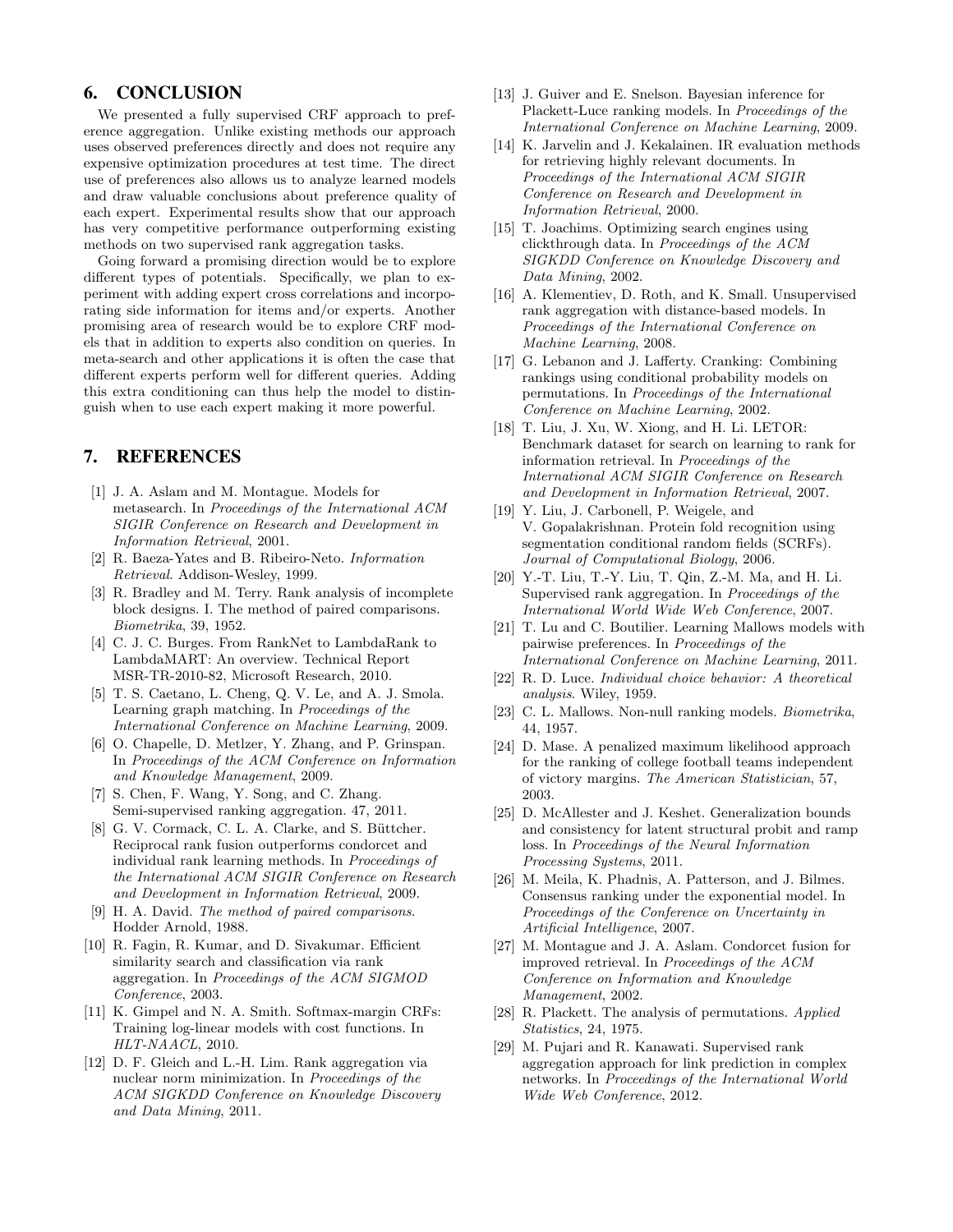## 6. CONCLUSION

We presented a fully supervised CRF approach to preference aggregation. Unlike existing methods our approach uses observed preferences directly and does not require any expensive optimization procedures at test time. The direct use of preferences also allows us to analyze learned models and draw valuable conclusions about preference quality of each expert. Experimental results show that our approach has very competitive performance outperforming existing methods on two supervised rank aggregation tasks.

Going forward a promising direction would be to explore different types of potentials. Specifically, we plan to experiment with adding expert cross correlations and incorporating side information for items and/or experts. Another promising area of research would be to explore CRF models that in addition to experts also condition on queries. In meta-search and other applications it is often the case that different experts perform well for different queries. Adding this extra conditioning can thus help the model to distinguish when to use each expert making it more powerful.

## 7. REFERENCES

[1] J. A. Aslam and M. Montague. Models for metasearch. In *Proceedings of the International ACM SIGIR Conference on Research and Development in Information Retrieval*, 2001.

[2] R. Baeza-Yates and B. Ribeiro-Neto. *Information Retrieval*. Addison-Wesley, 1999.

[3] R. Bradley and M. Terry. Rank analysis of incomplete block designs. I. The method of paired comparisons. *Biometrika*, 39, 1952.

[4] C. J. C. Burges. From RankNet to LambdaRank to LambdaMART: An overview. Technical Report MSR-TR-2010-82, Microsoft Research, 2010.

[5] T. S. Caetano, L. Cheng, Q. V. Le, and A. J. Smola. Learning graph matching. In *Proceedings of the International Conference on Machine Learning*, 2009.

[6] O. Chapelle, D. Metlzer, Y. Zhang, and P. Grinspan. In *Proceedings of the ACM Conference on Information and Knowledge Management*, 2009.

[7] S. Chen, F. Wang, Y. Song, and C. Zhang. Semi-supervised ranking aggregation. 47, 2011.

[8] G. V. Cormack, C. L. A. Clarke, and S. Büttcher. Reciprocal rank fusion outperforms condorcet and individual rank learning methods. In *Proceedings of the International ACM SIGIR Conference on Research and Development in Information Retrieval*, 2009.

[9] H. A. David. *The method of paired comparisons.* Hodder Arnold, 1988.

[10] R. Fagin, R. Kumar, and D. Sivakumar. Efficient similarity search and classification via rank aggregation. In *Proceedings of the ACM SIGMOD Conference*, 2003.

[11] K. Gimpel and N. A. Smith. Softmax-margin CRFs: Training log-linear models with cost functions. In *HLT-NAACL*, 2010.

[12] D. F. Gleich and L.-H. Lim. Rank aggregation via nuclear norm minimization. In *Proceedings of the ACM SIGKDD Conference on Knowledge Discovery and Data Mining*, 2011.

[13] J. Guiver and E. Snelson. Bayesian inference for Plackett-Luce ranking models. In *Proceedings of the International Conference on Machine Learning*, 2009.

[14] K. Jarvelin and J. Kekalainen. IR evaluation methods for retrieving highly relevant documents. In *Proceedings of the International ACM SIGIR Conference on Research and Development in Information Retrieval*, 2000.

[15] T. Joachims. Optimizing search engines using clickthrough data. In *Proceedings of the ACM SIGKDD Conference on Knowledge Discovery and Data Mining*, 2002.

[16] A. Klementiev, D. Roth, and K. Small. Unsupervised rank aggregation with distance-based models. In *Proceedings of the International Conference on Machine Learning*, 2008.

[17] G. Lebanon and J. Lafferty. Cranking: Combining rankings using conditional probability models on permutations. In *Proceedings of the International Conference on Machine Learning*, 2002.

[18] T. Liu, J. Xu, W. Xiong, and H. Li. LETOR: Benchmark dataset for search on learning to rank for information retrieval. In *Proceedings of the International ACM SIGIR Conference on Research and Development in Information Retrieval*, 2007.

[19] Y. Liu, J. Carbonell, P. Weigele, and V. Gopalakrishnan. Protein fold recognition using segmentation conditional random fields (SCRFs). *Journal of Computational Biology*, 2006.

[20] Y.-T. Liu, T.-Y. Liu, T. Qin, Z.-M. Ma, and H. Li. Supervised rank aggregation. In *Proceedings of the International World Wide Web Conference*, 2007.

[21] T. Lu and C. Boutilier. Learning Mallows models with pairwise preferences. In *Proceedings of the International Conference on Machine Learning*, 2011.

[22] R. D. Luce. *Individual choice behavior: A theoretical analysis*. Wiley, 1959.

[23] C. L. Mallows. Non-null ranking models. *Biometrika*, 44, 1957.

[24] D. Mase. A penalized maximum likelihood approach for the ranking of college football teams independent of victory margins. *The American Statistician*, 57, 2003.

[25] D. McAllester and J. Keshet. Generalization bounds and consistency for latent structural probit and ramp loss. In *Proceedings of the Neural Information Processing Systems*, 2011.

[26] M. Meila, K. Phadnis, A. Patterson, and J. Bilmes. Consensus ranking under the exponential model. In *Proceedings of the Conference on Uncertainty in Artificial Intelligence*, 2007.

[27] M. Montague and J. A. Aslam. Condorcet fusion for improved retrieval. In *Proceedings of the ACM Conference on Information and Knowledge Management*, 2002.

[28] R. Plackett. The analysis of permutations. *Applied Statistics*, 24, 1975.

[29] M. Pujari and R. Kanawati. Supervised rank aggregation approach for link prediction in complex networks. In *Proceedings of the International World Wide Web Conference*, 2012.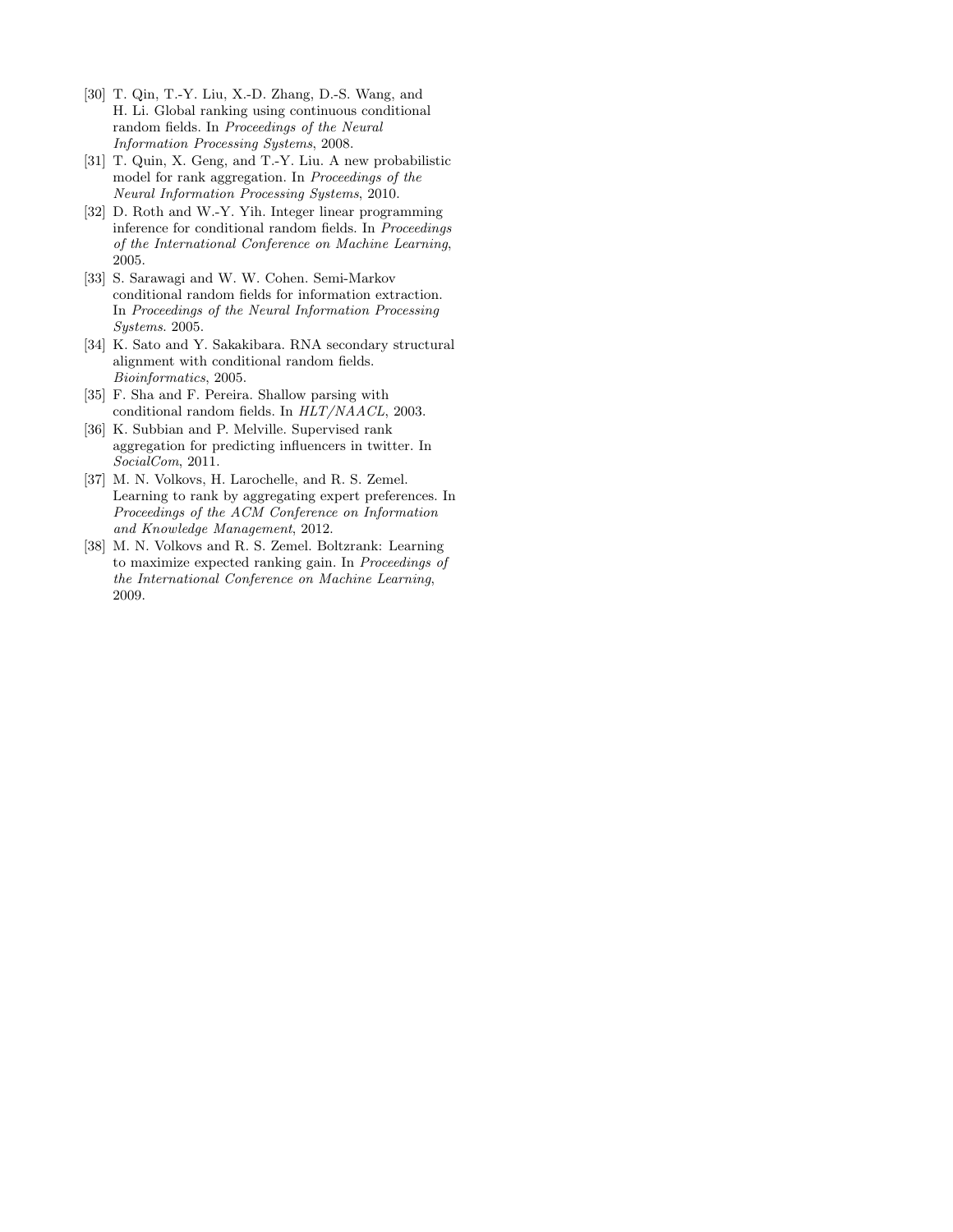- [30] T. Qin, T.-Y. Liu, X.-D. Zhang, D.-S. Wang, and H. Li. Global ranking using continuous conditional random fields. In *Proceedings of the Neural Information Processing Systems*, 2008.
- [31] T. Quin, X. Geng, and T.-Y. Liu. A new probabilistic model for rank aggregation. In *Proceedings of the Neural Information Processing Systems*, 2010.
- [32] D. Roth and W.-Y. Yih. Integer linear programming inference for conditional random fields. In *Proceedings of the International Conference on Machine Learning*, 2005.
- [33] S. Sarawagi and W. W. Cohen. Semi-Markov conditional random fields for information extraction. In *Proceedings of the Neural Information Processing Systems*. 2005.
- [34] K. Sato and Y. Sakakibara. RNA secondary structural alignment with conditional random fields. *Bioinformatics*, 2005.
- [35] F. Sha and F. Pereira. Shallow parsing with conditional random fields. In *HLT/NAACL*, 2003.
- [36] K. Subbian and P. Melville. Supervised rank aggregation for predicting influencers in twitter. In *SocialCom*, 2011.
- [37] M. N. Volkovs, H. Larochelle, and R. S. Zemel. Learning to rank by aggregating expert preferences. In *Proceedings of the ACM Conference on Information and Knowledge Management*, 2012.
- [38] M. N. Volkovs and R. S. Zemel. Boltzrank: Learning to maximize expected ranking gain. In *Proceedings of the International Conference on Machine Learning*, 2009.